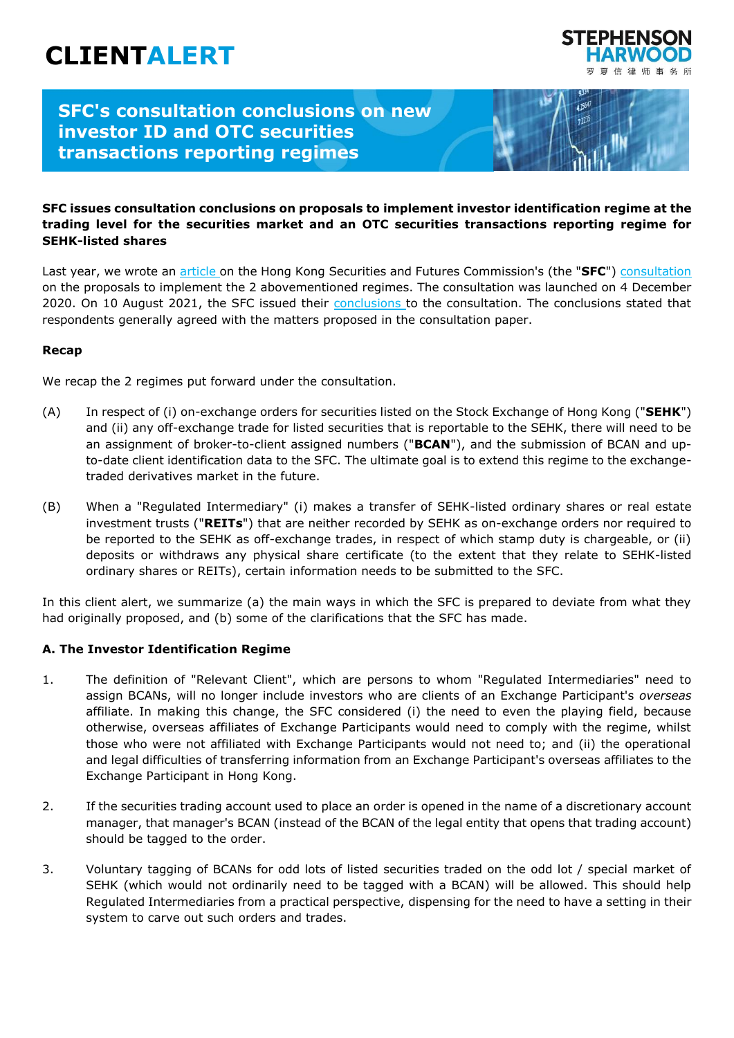# CLIENTALERT

STEPHENSON HARWOOD

罗夏信律师事务所

## SFC's consultation conclusions on new investor ID and OTC securities transactions reporting regimes

**SFC issues consultation conclusions on proposals to implement investor identification regime at the trading level for the securities market and an OTC securities transactions reporting regime for SEHK-listed shares**

Last year, we wrote an article on the Hong Kong Securities and Futures Commission's (the "**SFC**") consultation on the proposals to implement the 2 abovementioned regimes. The consultation was launched on 4 December 2020. On 10 August 2021, the SFC issued their conclusions to the consultation. The conclusions stated that respondents generally agreed with the matters proposed in the consultation paper.

**Recap**

We recap the 2 regimes put forward under the consultation.

(A) In respect of (i) on-exchange orders for securities listed on the Stock Exchange of Hong Kong ("**SEHK**") and (ii) any off-exchange trade for listed securities that is reportable to the SEHK, there will need to be an assignment of broker-to-client assigned numbers ("**BCAN**"), and the submission of BCAN and up-to-date client identification data to the SFC. The ultimate goal is to extend this regime to the exchange-traded derivatives market in the future.

(B) When a "Regulated Intermediary" (i) makes a transfer of SEHK-listed ordinary shares or real estate investment trusts ("**REITs**") that are neither recorded by SEHK as on-exchange orders nor required to be reported to the SEHK as off-exchange trades, in respect of which stamp duty is chargeable, or (ii) deposits or withdraws any physical share certificate (to the extent that they relate to SEHK-listed ordinary shares or REITs), certain information needs to be submitted to the SFC.

In this client alert, we summarize (a) the main ways in which the SFC is prepared to deviate from what they had originally proposed, and (b) some of the clarifications that the SFC has made.

**A. The Investor Identification Regime**

1. The definition of "Relevant Client", which are persons to whom "Regulated Intermediaries" need to assign BCANs, will no longer include investors who are clients of an Exchange Participant's *overseas* affiliate. In making this change, the SFC considered (i) the need to even the playing field, because otherwise, overseas affiliates of Exchange Participants would need to comply with the regime, whilst those who were not affiliated with Exchange Participants would not need to; and (ii) the operational and legal difficulties of transferring information from an Exchange Participant's overseas affiliates to the Exchange Participant in Hong Kong.

2. If the securities trading account used to place an order is opened in the name of a discretionary account manager, that manager's BCAN (instead of the BCAN of the legal entity that opens that trading account) should be tagged to the order.

3. Voluntary tagging of BCANs for odd lots of listed securities traded on the odd lot / special market of SEHK (which would not ordinarily need to be tagged with a BCAN) will be allowed. This should help Regulated Intermediaries from a practical perspective, dispensing for the need to have a setting in their system to carve out such orders and trades.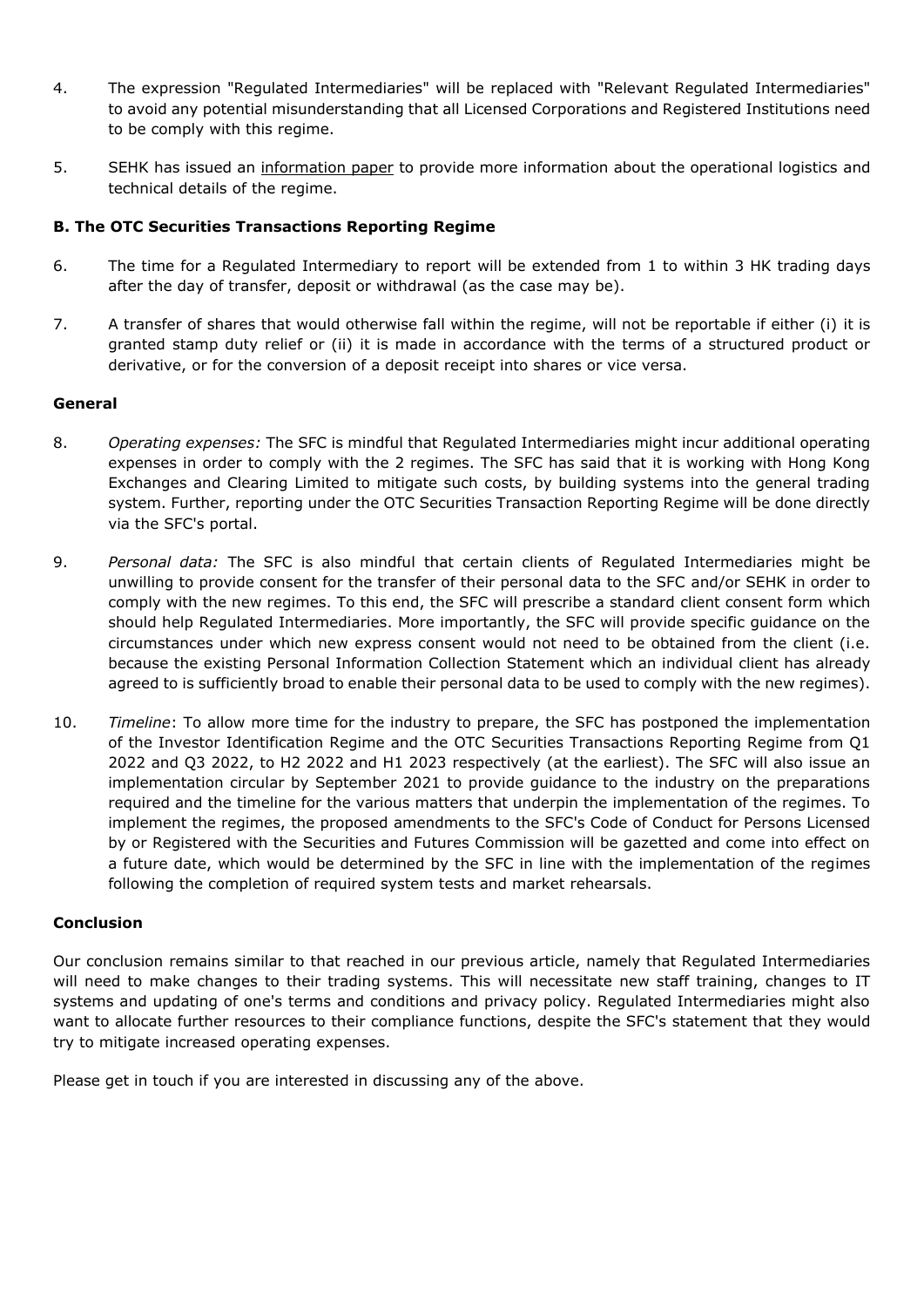4. The expression "Regulated Intermediaries" will be replaced with "Relevant Regulated Intermediaries" to avoid any potential misunderstanding that all Licensed Corporations and Registered Institutions need to be comply with this regime.

5. SEHK has issued an information paper to provide more information about the operational logistics and technical details of the regime.

**B. The OTC Securities Transactions Reporting Regime**

6. The time for a Regulated Intermediary to report will be extended from 1 to within 3 HK trading days after the day of transfer, deposit or withdrawal (as the case may be).

7. A transfer of shares that would otherwise fall within the regime, will not be reportable if either (i) it is granted stamp duty relief or (ii) it is made in accordance with the terms of a structured product or derivative, or for the conversion of a deposit receipt into shares or vice versa.

**General**

8. *Operating expenses:* The SFC is mindful that Regulated Intermediaries might incur additional operating expenses in order to comply with the 2 regimes. The SFC has said that it is working with Hong Kong Exchanges and Clearing Limited to mitigate such costs, by building systems into the general trading system. Further, reporting under the OTC Securities Transaction Reporting Regime will be done directly via the SFC's portal.

9. *Personal data:* The SFC is also mindful that certain clients of Regulated Intermediaries might be unwilling to provide consent for the transfer of their personal data to the SFC and/or SEHK in order to comply with the new regimes. To this end, the SFC will prescribe a standard client consent form which should help Regulated Intermediaries. More importantly, the SFC will provide specific guidance on the circumstances under which new express consent would not need to be obtained from the client (i.e. because the existing Personal Information Collection Statement which an individual client has already agreed to is sufficiently broad to enable their personal data to be used to comply with the new regimes).

10. *Timeline*: To allow more time for the industry to prepare, the SFC has postponed the implementation of the Investor Identification Regime and the OTC Securities Transactions Reporting Regime from Q1 2022 and Q3 2022, to H2 2022 and H1 2023 respectively (at the earliest). The SFC will also issue an implementation circular by September 2021 to provide guidance to the industry on the preparations required and the timeline for the various matters that underpin the implementation of the regimes. To implement the regimes, the proposed amendments to the SFC's Code of Conduct for Persons Licensed by or Registered with the Securities and Futures Commission will be gazetted and come into effect on a future date, which would be determined by the SFC in line with the implementation of the regimes following the completion of required system tests and market rehearsals.

**Conclusion**

Our conclusion remains similar to that reached in our previous article, namely that Regulated Intermediaries will need to make changes to their trading systems. This will necessitate new staff training, changes to IT systems and updating of one's terms and conditions and privacy policy. Regulated Intermediaries might also want to allocate further resources to their compliance functions, despite the SFC's statement that they would try to mitigate increased operating expenses.

Please get in touch if you are interested in discussing any of the above.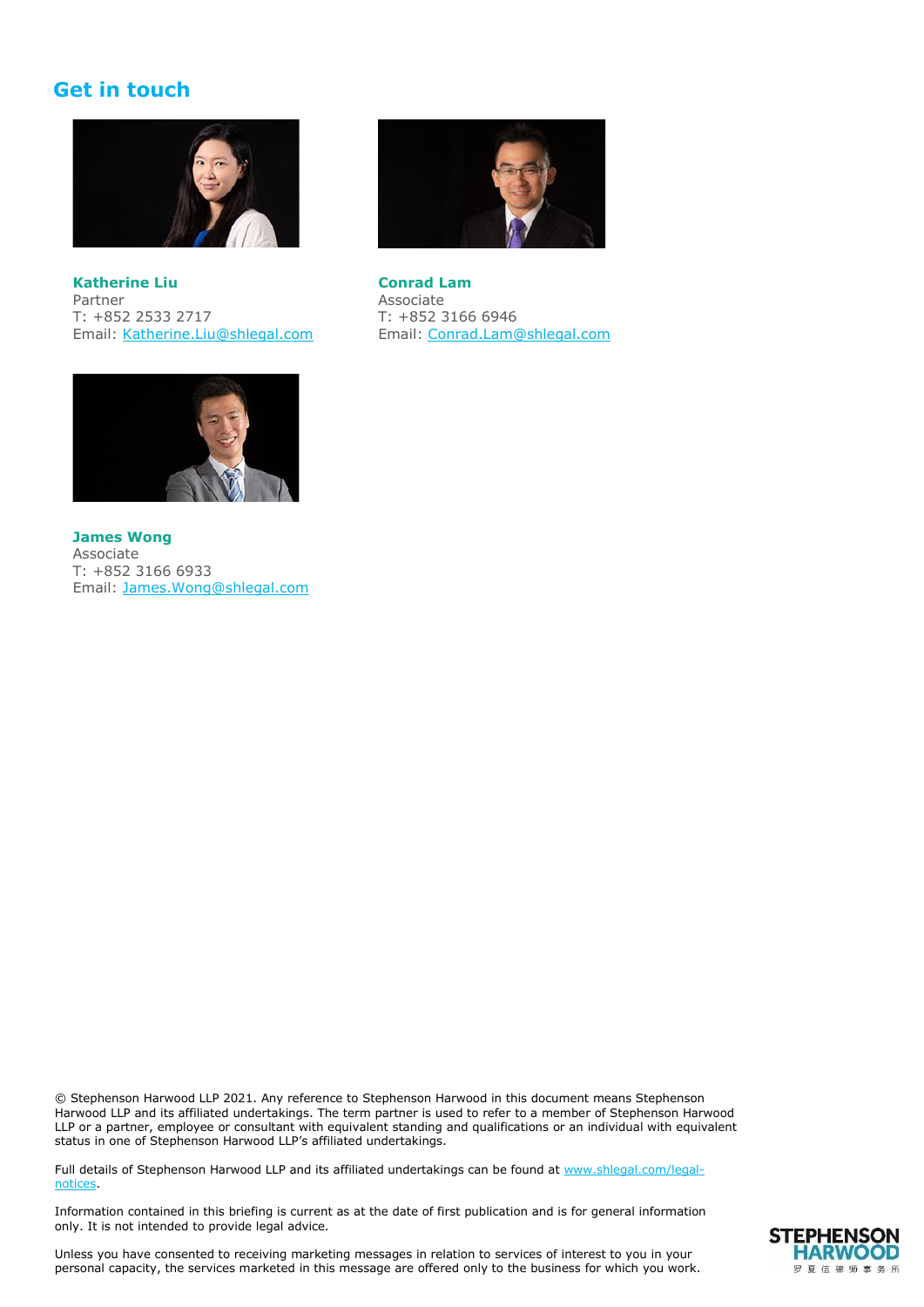## Get in touch

**Katherine Liu**
Partner
T: +852 2533 2717
Email: Katherine.Liu@shlegal.com

**Conrad Lam**
Associate
T: +852 3166 6946
Email: Conrad.Lam@shlegal.com

**James Wong**
Associate
T: +852 3166 6933
Email: James.Wong@shlegal.com

© Stephenson Harwood LLP 2021. Any reference to Stephenson Harwood in this document means Stephenson Harwood LLP and its affiliated undertakings. The term partner is used to refer to a member of Stephenson Harwood LLP or a partner, employee or consultant with equivalent standing and qualifications or an individual with equivalent status in one of Stephenson Harwood LLP's affiliated undertakings.

Full details of Stephenson Harwood LLP and its affiliated undertakings can be found at www.shlegal.com/legal-notices.

Information contained in this briefing is current as at the date of first publication and is for general information only. It is not intended to provide legal advice.

Unless you have consented to receiving marketing messages in relation to services of interest to you in your personal capacity, the services marketed in this message are offered only to the business for which you work.

STEPHENSON HARWOOD
罗夏信律师事务所